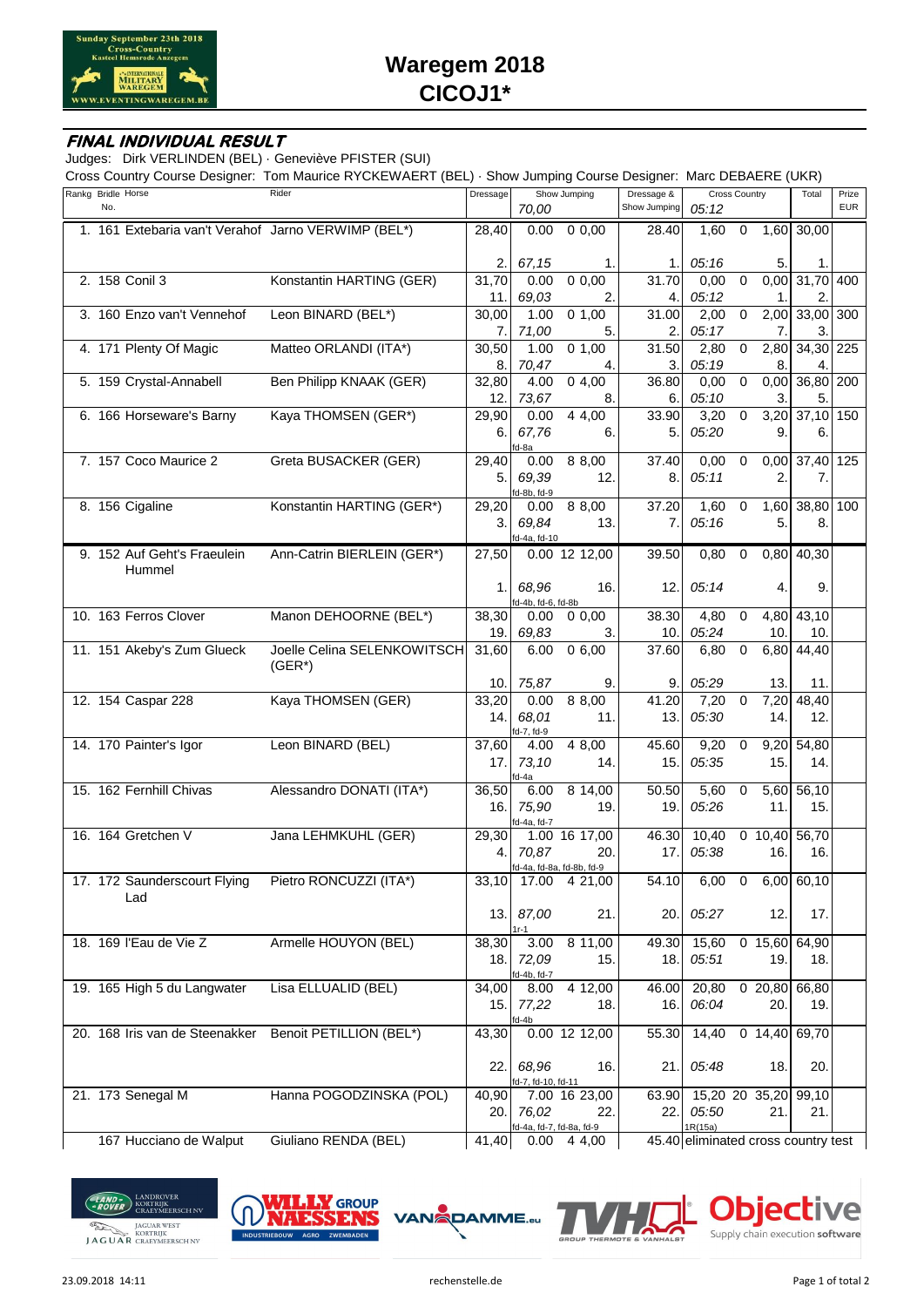# Waregem 2018
# CICOJ1*

**FINAL INDIVIDUAL RESULT**

Judges: Dirk VERLINDEN (BEL) · Geneviève PFISTER (SUI)

Cross Country Course Designer: Tom Maurice RYCKEWAERT (BEL) · Show Jumping Course Designer: Marc DEBAERE (UKR)

| Rankg | Bridle No. | Horse | Rider | Dressage | Show Jumping 70,00 | | | Dressage & Show Jumping | Cross Country 05:12 | | | Total | Prize EUR |
|---|---|---|---|---|---|---|---|---|---|---|---|---|---|
| 1. | 161 | Extebaria van't Verahof | Jarno VERWIMP (BEL*) | 28,40 | 0.00 | 0 | 0,00 | 28.40 | 1,60 | 0 | 1,60 | 30,00 | |
| | | | | 2. | 67,15 | | 1. | 1. | 05:16 | | 5. | 1. | |
| 2. | 158 | Conil 3 | Konstantin HARTING (GER) | 31,70 | 0.00 | 0 | 0,00 | 31.70 | 0,00 | 0 | 0,00 | 31,70 | 400 |
| | | | | 11. | 69,03 | | 2. | 4. | 05:12 | | 1. | 2. | |
| 3. | 160 | Enzo van't Vennehof | Leon BINARD (BEL*) | 30,00 | 1.00 | 0 | 1,00 | 31.00 | 2,00 | 0 | 2,00 | 33,00 | 300 |
| | | | | 7. | 71,00 | | 5. | 2. | 05:17 | | 7. | 3. | |
| 4. | 171 | Plenty Of Magic | Matteo ORLANDI (ITA*) | 30,50 | 1.00 | 0 | 1,00 | 31.50 | 2,80 | 0 | 2,80 | 34,30 | 225 |
| | | | | 8. | 70,47 | | 4. | 3. | 05:19 | | 8. | 4. | |
| 5. | 159 | Crystal-Annabell | Ben Philipp KNAAK (GER) | 32,80 | 4.00 | 0 | 4,00 | 36.80 | 0,00 | 0 | 0,00 | 36,80 | 200 |
| | | | | 12. | 73,67 | | 8. | 6. | 05:10 | | 3. | 5. | |
| 6. | 166 | Horseware's Barny | Kaya THOMSEN (GER*) | 29,90 | 0.00 | 4 | 4,00 | 33.90 | 3,20 | 0 | 3,20 | 37,10 | 150 |
| | | | | 6. | 67,76 fd-8a | | 6. | 5. | 05:20 | | 9. | 6. | |
| 7. | 157 | Coco Maurice 2 | Greta BUSACKER (GER) | 29,40 | 0.00 | 8 | 8,00 | 37.40 | 0,00 | 0 | 0,00 | 37,40 | 125 |
| | | | | 5. | 69,39 fd-8b, fd-9 | | 12. | 8. | 05:11 | | 2. | 7. | |
| 8. | 156 | Cigaline | Konstantin HARTING (GER*) | 29,20 | 0.00 | 8 | 8,00 | 37.20 | 1,60 | 0 | 1,60 | 38,80 | 100 |
| | | | | 3. | 69,84 fd-4a, fd-10 | | 13. | 7. | 05:16 | | 5. | 8. | |
| 9. | 152 | Auf Geht's Fraeulein Hummel | Ann-Catrin BIERLEIN (GER*) | 27,50 | 0.00 | 12 | 12,00 | 39.50 | 0,80 | 0 | 0,80 | 40,30 | |
| | | | | 1. | 68,96 fd-4b, fd-6, fd-8b | | 16. | 12. | 05:14 | | 4. | 9. | |
| 10. | 163 | Ferros Clover | Manon DEHOORNE (BEL*) | 38,30 | 0.00 | 0 | 0,00 | 38.30 | 4,80 | 0 | 4,80 | 43,10 | |
| | | | | 19. | 69,83 | | 3. | 10. | 05:24 | | 10. | 10. | |
| 11. | 151 | Akeby's Zum Glueck | Joelle Celina SELENKOWITSCH (GER*) | 31,60 | 6.00 | 0 | 6,00 | 37.60 | 6,80 | 0 | 6,80 | 44,40 | |
| | | | | 10. | 75,87 | | 9. | 9. | 05:29 | | 13. | 11. | |
| 12. | 154 | Caspar 228 | Kaya THOMSEN (GER) | 33,20 | 0.00 | 8 | 8,00 | 41.20 | 7,20 | 0 | 7,20 | 48,40 | |
| | | | | 14. | 68,01 fd-7, fd-9 | | 11. | 13. | 05:30 | | 14. | 12. | |
| 14. | 170 | Painter's Igor | Leon BINARD (BEL) | 37,60 | 4.00 | 4 | 8,00 | 45.60 | 9,20 | 0 | 9,20 | 54,80 | |
| | | | | 17. | 73,10 fd-4a | | 14. | 15. | 05:35 | | 15. | 14. | |
| 15. | 162 | Fernhill Chivas | Alessandro DONATI (ITA*) | 36,50 | 6.00 | 8 | 14,00 | 50.50 | 5,60 | 0 | 5,60 | 56,10 | |
| | | | | 16. | 75,90 fd-4a, fd-7 | | 19. | 19. | 05:26 | | 11. | 15. | |
| 16. | 164 | Gretchen V | Jana LEHMKUHL (GER) | 29,30 | 1.00 | 16 | 17,00 | 46.30 | 10,40 | 0 | 10,40 | 56,70 | |
| | | | | 4. | 70,87 fd-4a, fd-8a, fd-8b, fd-9 | | 20. | 17. | 05:38 | | 16. | 16. | |
| 17. | 172 | Saunderscourt Flying Lad | Pietro RONCUZZI (ITA*) | 33,10 | 17.00 | 4 | 21,00 | 54.10 | 6,00 | 0 | 6,00 | 60,10 | |
| | | | | 13. | 87,00 1r-1 | | 21. | 20. | 05:27 | | 12. | 17. | |
| 18. | 169 | l'Eau de Vie Z | Armelle HOUYON (BEL) | 38,30 | 3.00 | 8 | 11,00 | 49.30 | 15,60 | 0 | 15,60 | 64,90 | |
| | | | | 18. | 72,09 fd-4b, fd-7 | | 15. | 18. | 05:51 | | 19. | 18. | |
| 19. | 165 | High 5 du Langwater | Lisa ELLUALID (BEL) | 34,00 | 8.00 | 4 | 12,00 | 46.00 | 20,80 | 0 | 20,80 | 66,80 | |
| | | | | 15. | 77,22 fd-4b | | 18. | 16. | 06:04 | | 20. | 19. | |
| 20. | 168 | Iris van de Steenakker | Benoit PETILLION (BEL*) | 43,30 | 0.00 | 12 | 12,00 | 55.30 | 14,40 | 0 | 14,40 | 69,70 | |
| | | | | 22. | 68,96 fd-7, fd-10, fd-11 | | 16. | 21. | 05:48 | | 18. | 20. | |
| 21. | 173 | Senegal M | Hanna POGODZINSKA (POL) | 40,90 | 7.00 | 16 | 23,00 | 63.90 | 15,20 | 20 | 35,20 | 99,10 | |
| | | | | 20. | 76,02 fd-4a, fd-7, fd-8a, fd-9 | | 22. | 22. | 05:50 1R(15a) | | 21. | 21. | |
| | 167 | Hucciano de Walput | Giuliano RENDA (BEL) | 41,40 | 0.00 | 4 | 4,00 | 45.40 | eliminated cross country test | | | | |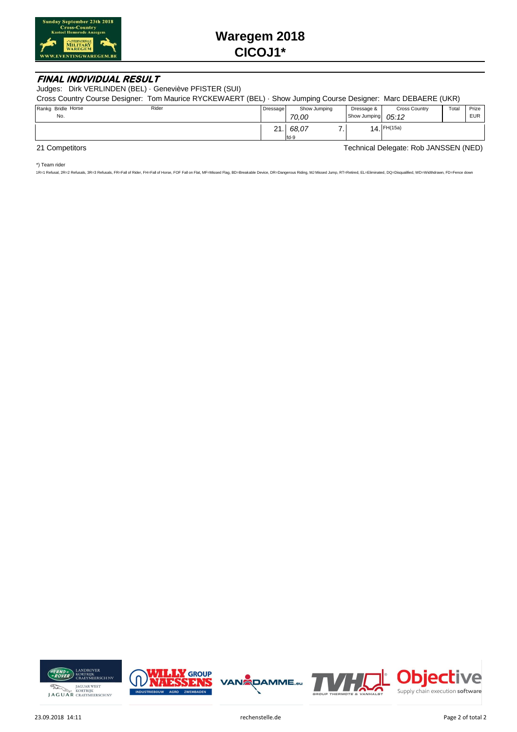# Waregem 2018

## CICOJ1*

### FINAL INDIVIDUAL RESULT

Judges: Dirk VERLINDEN (BEL) · Geneviève PFISTER (SUI)

Cross Country Course Designer: Tom Maurice RYCKEWAERT (BEL) · Show Jumping Course Designer: Marc DEBAERE (UKR)

| Rankg | Bridle No. | Horse | Rider | Dressage | Show Jumping 70,00 | | Dressage & Show Jumping | Cross Country 05:12 | Total | Prize EUR |
|---|---|---|---|---|---|---|---|---|---|---|
| | | | | 21. | 68,07 fd-9 | 7. | 14. | FH(15a) | | |

21 Competitors

Technical Delegate: Rob JANSSEN (NED)

*) Team rider

1R=1 Refusal, 2R=2 Refusals, 3R=3 Refusals, FR=Fall of Rider, FH=Fall of Horse, FOF Fall on Flat, MF=Missed Flag, BD=Breakable Device, DR=Dangerous Riding, MJ Missed Jump, RT=Retired, EL=Eliminated, DQ=Disqualified, WD=Widthdrawn, FD=Fence down

23.09.2018 14:11 rechenstelle.de